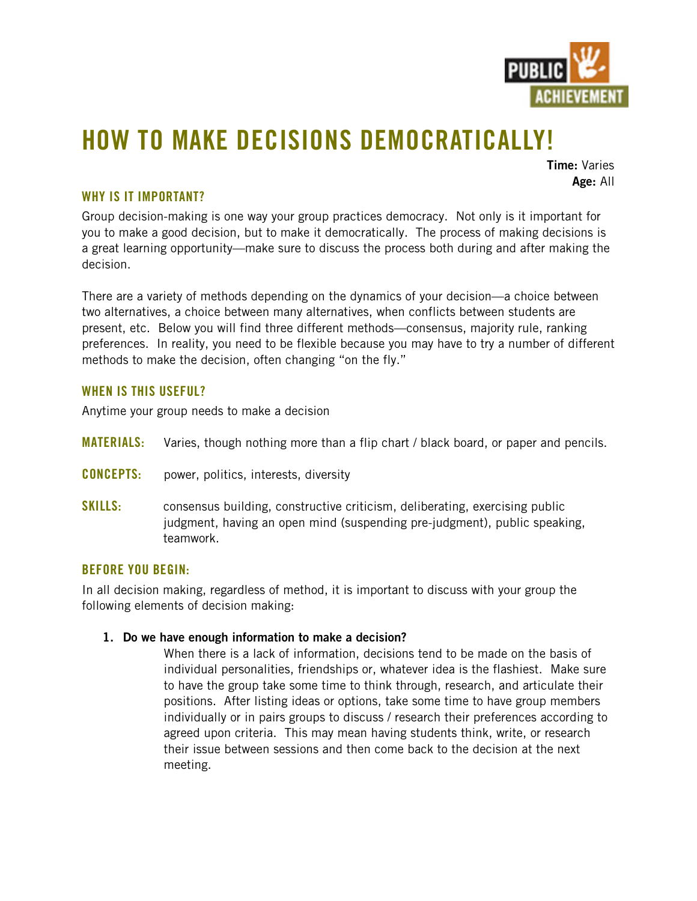# HOW TO MAKE DECISIONS DEMOCRATICALLY!

**Time:** Varies
**Age:** All

## WHY IS IT IMPORTANT?

Group decision-making is one way your group practices democracy. Not only is it important for you to make a good decision, but to make it democratically. The process of making decisions is a great learning opportunity—make sure to discuss the process both during and after making the decision.

There are a variety of methods depending on the dynamics of your decision—a choice between two alternatives, a choice between many alternatives, when conflicts between students are present, etc. Below you will find three different methods—consensus, majority rule, ranking preferences. In reality, you need to be flexible because you may have to try a number of different methods to make the decision, often changing "on the fly."

## WHEN IS THIS USEFUL?

Anytime your group needs to make a decision

**MATERIALS:** Varies, though nothing more than a flip chart / black board, or paper and pencils.

**CONCEPTS:** power, politics, interests, diversity

**SKILLS:** consensus building, constructive criticism, deliberating, exercising public judgment, having an open mind (suspending pre-judgment), public speaking, teamwork.

## BEFORE YOU BEGIN:

In all decision making, regardless of method, it is important to discuss with your group the following elements of decision making:

1. **Do we have enough information to make a decision?**
   When there is a lack of information, decisions tend to be made on the basis of individual personalities, friendships or, whatever idea is the flashiest. Make sure to have the group take some time to think through, research, and articulate their positions. After listing ideas or options, take some time to have group members individually or in pairs groups to discuss / research their preferences according to agreed upon criteria. This may mean having students think, write, or research their issue between sessions and then come back to the decision at the next meeting.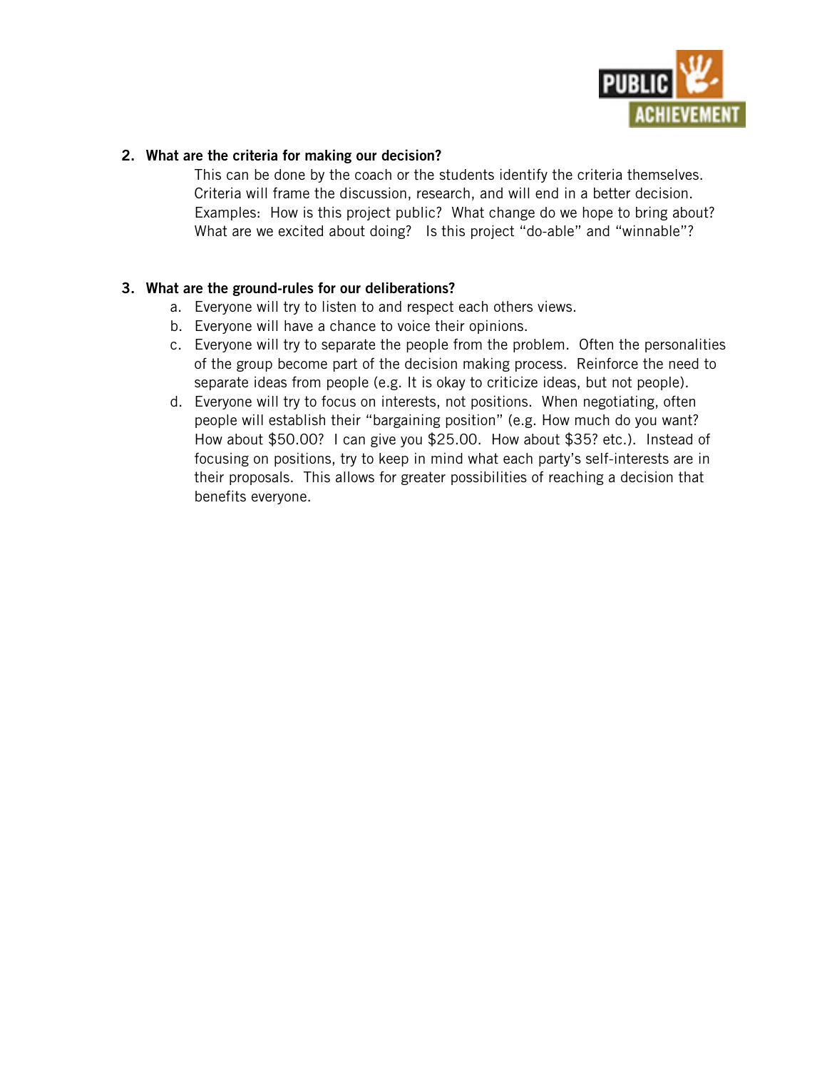2. **What are the criteria for making our decision?**

   This can be done by the coach or the students identify the criteria themselves. Criteria will frame the discussion, research, and will end in a better decision. Examples: How is this project public? What change do we hope to bring about? What are we excited about doing? Is this project "do-able" and "winnable"?

3. **What are the ground-rules for our deliberations?**

   a. Everyone will try to listen to and respect each others views.
   b. Everyone will have a chance to voice their opinions.
   c. Everyone will try to separate the people from the problem. Often the personalities of the group become part of the decision making process. Reinforce the need to separate ideas from people (e.g. It is okay to criticize ideas, but not people).
   d. Everyone will try to focus on interests, not positions. When negotiating, often people will establish their "bargaining position" (e.g. How much do you want? How about $50.00? I can give you $25.00. How about $35? etc.). Instead of focusing on positions, try to keep in mind what each party's self-interests are in their proposals. This allows for greater possibilities of reaching a decision that benefits everyone.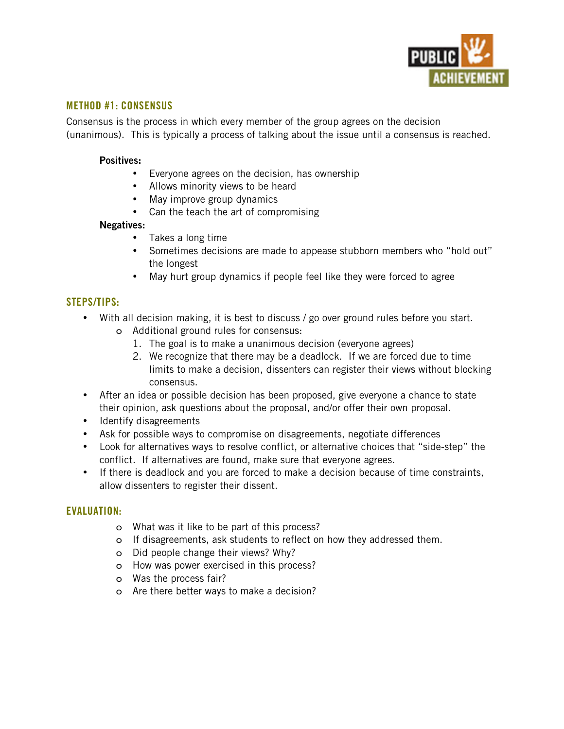## METHOD #1: CONSENSUS

Consensus is the process in which every member of the group agrees on the decision (unanimous). This is typically a process of talking about the issue until a consensus is reached.

**Positives:**

- Everyone agrees on the decision, has ownership
- Allows minority views to be heard
- May improve group dynamics
- Can the teach the art of compromising

**Negatives:**

- Takes a long time
- Sometimes decisions are made to appease stubborn members who "hold out" the longest
- May hurt group dynamics if people feel like they were forced to agree

## STEPS/TIPS:

- With all decision making, it is best to discuss / go over ground rules before you start.
  - Additional ground rules for consensus:
    1. The goal is to make a unanimous decision (everyone agrees)
    2. We recognize that there may be a deadlock. If we are forced due to time limits to make a decision, dissenters can register their views without blocking consensus.
- After an idea or possible decision has been proposed, give everyone a chance to state their opinion, ask questions about the proposal, and/or offer their own proposal.
- Identify disagreements
- Ask for possible ways to compromise on disagreements, negotiate differences
- Look for alternatives ways to resolve conflict, or alternative choices that "side-step" the conflict. If alternatives are found, make sure that everyone agrees.
- If there is deadlock and you are forced to make a decision because of time constraints, allow dissenters to register their dissent.

## EVALUATION:

- What was it like to be part of this process?
- If disagreements, ask students to reflect on how they addressed them.
- Did people change their views? Why?
- How was power exercised in this process?
- Was the process fair?
- Are there better ways to make a decision?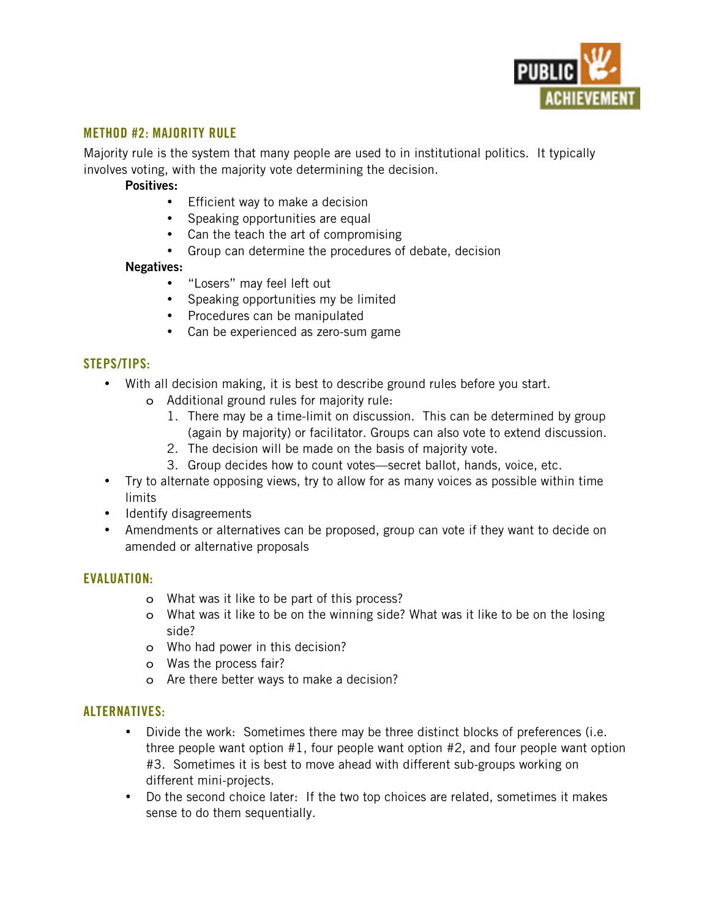## METHOD #2: MAJORITY RULE

Majority rule is the system that many people are used to in institutional politics. It typically involves voting, with the majority vote determining the decision.

**Positives:**

- Efficient way to make a decision
- Speaking opportunities are equal
- Can the teach the art of compromising
- Group can determine the procedures of debate, decision

**Negatives:**

- "Losers" may feel left out
- Speaking opportunities my be limited
- Procedures can be manipulated
- Can be experienced as zero-sum game

## STEPS/TIPS:

- With all decision making, it is best to describe ground rules before you start.
  - Additional ground rules for majority rule:
    1. There may be a time-limit on discussion. This can be determined by group (again by majority) or facilitator. Groups can also vote to extend discussion.
    2. The decision will be made on the basis of majority vote.
    3. Group decides how to count votes—secret ballot, hands, voice, etc.
- Try to alternate opposing views, try to allow for as many voices as possible within time limits
- Identify disagreements
- Amendments or alternatives can be proposed, group can vote if they want to decide on amended or alternative proposals

## EVALUATION:

- What was it like to be part of this process?
- What was it like to be on the winning side? What was it like to be on the losing side?
- Who had power in this decision?
- Was the process fair?
- Are there better ways to make a decision?

## ALTERNATIVES:

- Divide the work: Sometimes there may be three distinct blocks of preferences (i.e. three people want option #1, four people want option #2, and four people want option #3. Sometimes it is best to move ahead with different sub-groups working on different mini-projects.
- Do the second choice later: If the two top choices are related, sometimes it makes sense to do them sequentially.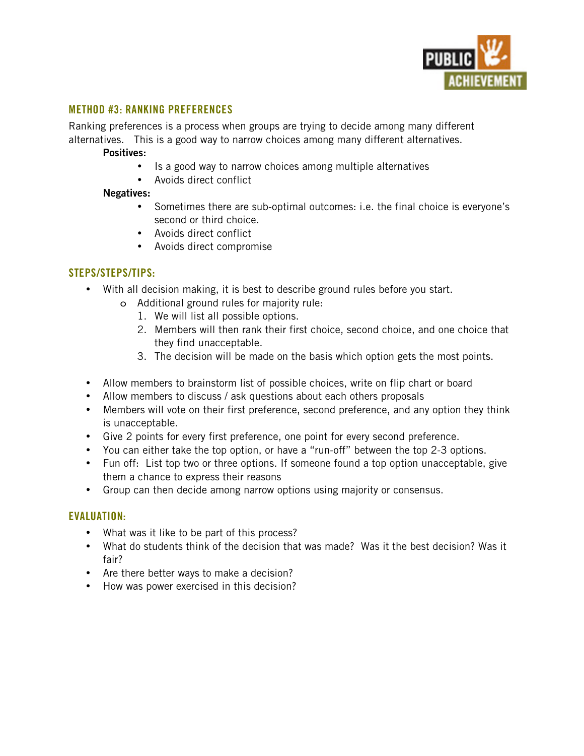## METHOD #3: RANKING PREFERENCES

Ranking preferences is a process when groups are trying to decide among many different alternatives. This is a good way to narrow choices among many different alternatives.

**Positives:**

- Is a good way to narrow choices among multiple alternatives
- Avoids direct conflict

**Negatives:**

- Sometimes there are sub-optimal outcomes: i.e. the final choice is everyone's second or third choice.
- Avoids direct conflict
- Avoids direct compromise

## STEPS/STEPS/TIPS:

- With all decision making, it is best to describe ground rules before you start.
  - Additional ground rules for majority rule:
    1. We will list all possible options.
    2. Members will then rank their first choice, second choice, and one choice that they find unacceptable.
    3. The decision will be made on the basis which option gets the most points.

- Allow members to brainstorm list of possible choices, write on flip chart or board
- Allow members to discuss / ask questions about each others proposals
- Members will vote on their first preference, second preference, and any option they think is unacceptable.
- Give 2 points for every first preference, one point for every second preference.
- You can either take the top option, or have a "run-off" between the top 2-3 options.
- Fun off: List top two or three options. If someone found a top option unacceptable, give them a chance to express their reasons
- Group can then decide among narrow options using majority or consensus.

## EVALUATION:

- What was it like to be part of this process?
- What do students think of the decision that was made? Was it the best decision? Was it fair?
- Are there better ways to make a decision?
- How was power exercised in this decision?